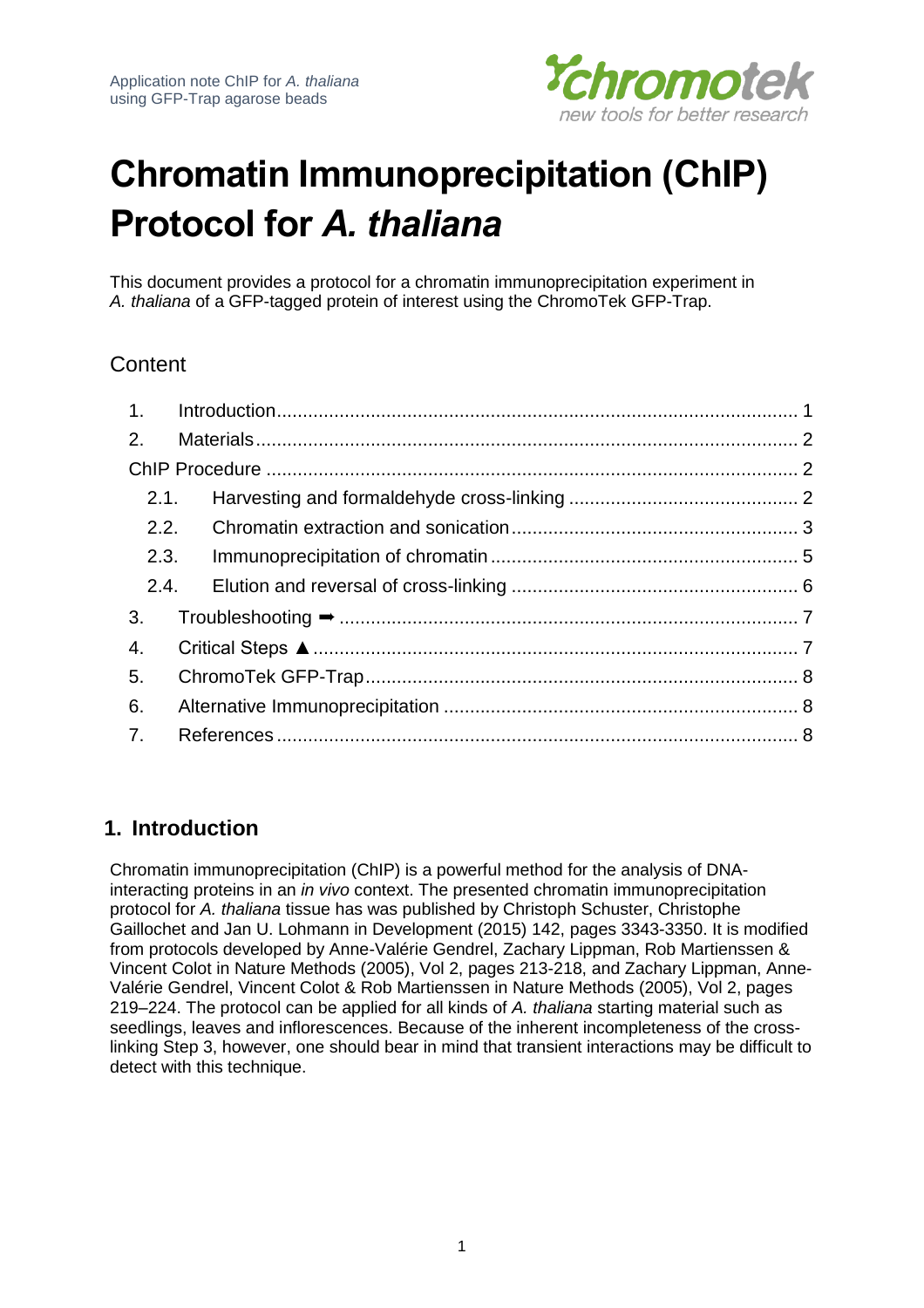# Chromatin Immunoprecipitation (ChIP) Protocol for *A. thaliana*

This document provides a protocol for a chromatin immunoprecipitation experiment in *A. thaliana* of a GFP-tagged protein of interest using the ChromoTek GFP-Trap.

## Content

1. Introduction ........ 1
2. Materials ........ 2

ChIP Procedure ........ 2

- 2.1. Harvesting and formaldehyde cross-linking ........ 2
- 2.2. Chromatin extraction and sonication ........ 3
- 2.3. Immunoprecipitation of chromatin ........ 5
- 2.4. Elution and reversal of cross-linking ........ 6

3. Troubleshooting ➡ ........ 7
4. Critical Steps ▲ ........ 7
5. ChromoTek GFP-Trap ........ 8
6. Alternative Immunoprecipitation ........ 8
7. References ........ 8

## 1. Introduction

Chromatin immunoprecipitation (ChIP) is a powerful method for the analysis of DNA-interacting proteins in an *in vivo* context. The presented chromatin immunoprecipitation protocol for *A. thaliana* tissue has was published by Christoph Schuster, Christophe Gaillochet and Jan U. Lohmann in Development (2015) 142, pages 3343-3350. It is modified from protocols developed by Anne-Valérie Gendrel, Zachary Lippman, Rob Martienssen & Vincent Colot in Nature Methods (2005), Vol 2, pages 213-218, and Zachary Lippman, Anne-Valérie Gendrel, Vincent Colot & Rob Martienssen in Nature Methods (2005), Vol 2, pages 219–224. The protocol can be applied for all kinds of *A. thaliana* starting material such as seedlings, leaves and inflorescences. Because of the inherent incompleteness of the cross-linking Step 3, however, one should bear in mind that transient interactions may be difficult to detect with this technique.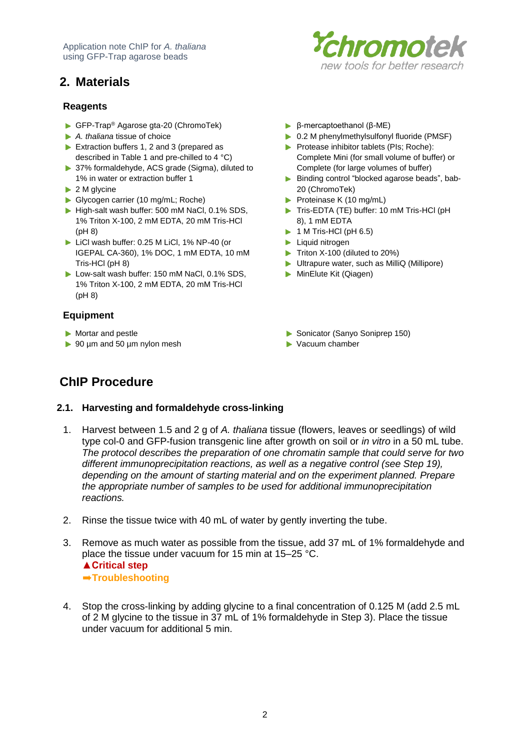## 2. Materials

### Reagents

- GFP-Trap® Agarose gta-20 (ChromoTek)
- *A. thaliana* tissue of choice
- Extraction buffers 1, 2 and 3 (prepared as described in Table 1 and pre-chilled to 4 °C)
- 37% formaldehyde, ACS grade (Sigma), diluted to 1% in water or extraction buffer 1
- 2 M glycine
- Glycogen carrier (10 mg/mL; Roche)
- High-salt wash buffer: 500 mM NaCl, 0.1% SDS, 1% Triton X-100, 2 mM EDTA, 20 mM Tris-HCl (pH 8)
- LiCl wash buffer: 0.25 M LiCl, 1% NP-40 (or IGEPAL CA-360), 1% DOC, 1 mM EDTA, 10 mM Tris-HCl (pH 8)
- Low-salt wash buffer: 150 mM NaCl, 0.1% SDS, 1% Triton X-100, 2 mM EDTA, 20 mM Tris-HCl (pH 8)
- β-mercaptoethanol (β-ME)
- 0.2 M phenylmethylsulfonyl fluoride (PMSF)
- Protease inhibitor tablets (PIs; Roche): Complete Mini (for small volume of buffer) or Complete (for large volumes of buffer)
- Binding control "blocked agarose beads", bab-20 (ChromoTek)
- Proteinase K (10 mg/mL)
- Tris-EDTA (TE) buffer: 10 mM Tris-HCl (pH 8), 1 mM EDTA
- 1 M Tris-HCl (pH 6.5)
- Liquid nitrogen
- Triton X-100 (diluted to 20%)
- Ultrapure water, such as MilliQ (Millipore)
- MinElute Kit (Qiagen)

### Equipment

- Mortar and pestle
- 90 µm and 50 µm nylon mesh
- Sonicator (Sanyo Soniprep 150)
- Vacuum chamber

## ChIP Procedure

### 2.1. Harvesting and formaldehyde cross-linking

1. Harvest between 1.5 and 2 g of *A. thaliana* tissue (flowers, leaves or seedlings) of wild type col-0 and GFP-fusion transgenic line after growth on soil or *in vitro* in a 50 mL tube. *The protocol describes the preparation of one chromatin sample that could serve for two different immunoprecipitation reactions, as well as a negative control (see Step 19), depending on the amount of starting material and on the experiment planned. Prepare the appropriate number of samples to be used for additional immunoprecipitation reactions.*

2. Rinse the tissue twice with 40 mL of water by gently inverting the tube.

3. Remove as much water as possible from the tissue, add 37 mL of 1% formaldehyde and place the tissue under vacuum for 15 min at 15–25 °C.
   **▲Critical step**
   **➡Troubleshooting**

4. Stop the cross-linking by adding glycine to a final concentration of 0.125 M (add 2.5 mL of 2 M glycine to the tissue in 37 mL of 1% formaldehyde in Step 3). Place the tissue under vacuum for additional 5 min.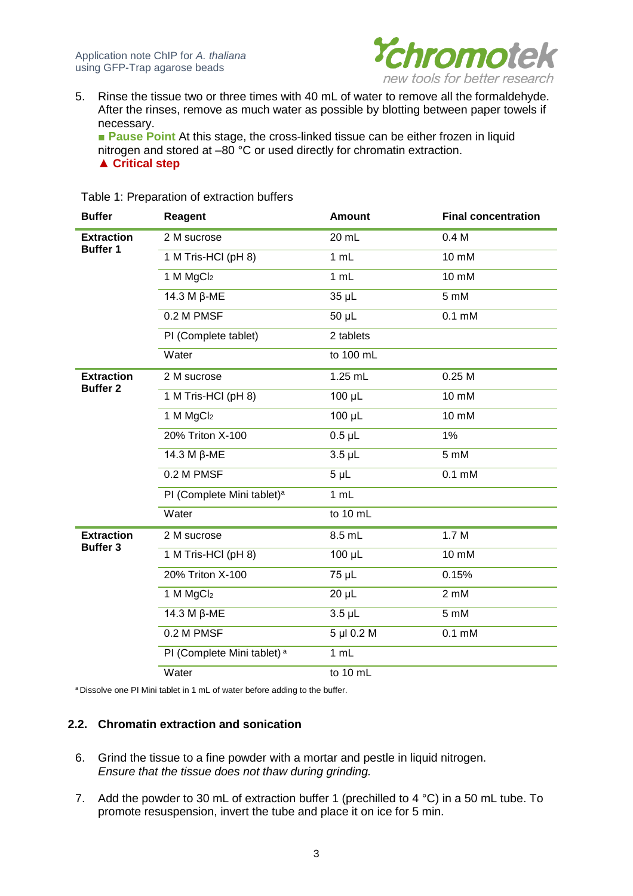5. Rinse the tissue two or three times with 40 mL of water to remove all the formaldehyde. After the rinses, remove as much water as possible by blotting between paper towels if necessary.
   ■ **Pause Point** At this stage, the cross-linked tissue can be either frozen in liquid nitrogen and stored at –80 °C or used directly for chromatin extraction.
   ▲ **Critical step**

Table 1: Preparation of extraction buffers

| Buffer | Reagent | Amount | Final concentration |
|---|---|---|---|
| **Extraction Buffer 1** | 2 M sucrose | 20 mL | 0.4 M |
| | 1 M Tris-HCl (pH 8) | 1 mL | 10 mM |
| | 1 M $MgCl_2$ | 1 mL | 10 mM |
| | 14.3 M β-ME | 35 µL | 5 mM |
| | 0.2 M PMSF | 50 µL | 0.1 mM |
| | PI (Complete tablet) | 2 tablets | |
| | Water | to 100 mL | |
| **Extraction Buffer 2** | 2 M sucrose | 1.25 mL | 0.25 M |
| | 1 M Tris-HCl (pH 8) | 100 µL | 10 mM |
| | 1 M $MgCl_2$ | 100 µL | 10 mM |
| | 20% Triton X-100 | 0.5 µL | 1% |
| | 14.3 M β-ME | 3.5 µL | 5 mM |
| | 0.2 M PMSF | 5 µL | 0.1 mM |
| | PI (Complete Mini tablet)[a] | 1 mL | |
| | Water | to 10 mL | |
| **Extraction Buffer 3** | 2 M sucrose | 8.5 mL | 1.7 M |
| | 1 M Tris-HCl (pH 8) | 100 µL | 10 mM |
| | 20% Triton X-100 | 75 µL | 0.15% |
| | 1 M $MgCl_2$ | 20 µL | 2 mM |
| | 14.3 M β-ME | 3.5 µL | 5 mM |
| | 0.2 M PMSF | 5 µl 0.2 M | 0.1 mM |
| | PI (Complete Mini tablet) [a] | 1 mL | |
| | Water | to 10 mL | |

[a] Dissolve one PI Mini tablet in 1 mL of water before adding to the buffer.

## 2.2. Chromatin extraction and sonication

6. Grind the tissue to a fine powder with a mortar and pestle in liquid nitrogen.
   *Ensure that the tissue does not thaw during grinding.*

7. Add the powder to 30 mL of extraction buffer 1 (prechilled to 4 °C) in a 50 mL tube. To promote resuspension, invert the tube and place it on ice for 5 min.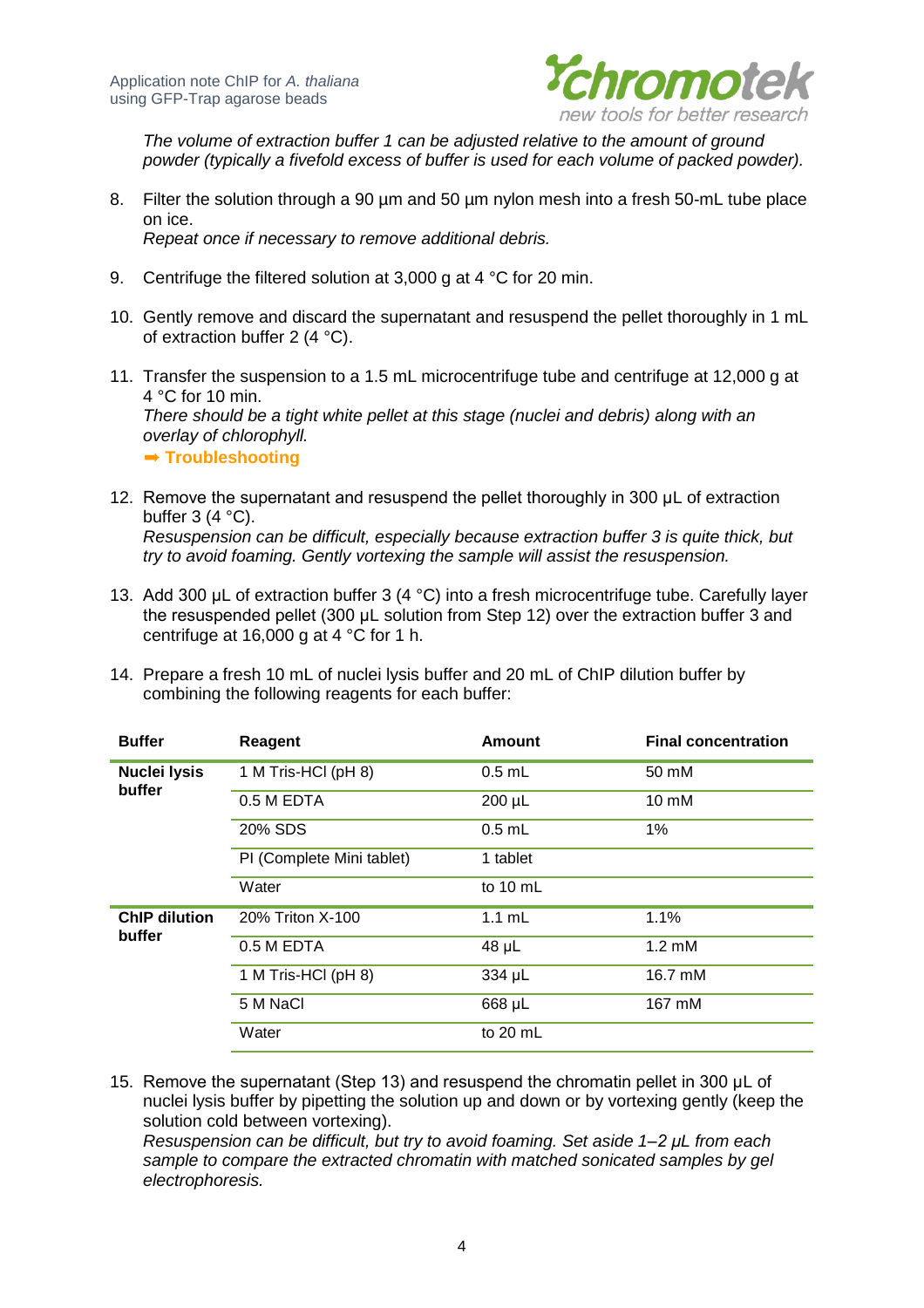*The volume of extraction buffer 1 can be adjusted relative to the amount of ground powder (typically a fivefold excess of buffer is used for each volume of packed powder).*

8. Filter the solution through a 90 µm and 50 µm nylon mesh into a fresh 50-mL tube place on ice.
   *Repeat once if necessary to remove additional debris.*

9. Centrifuge the filtered solution at 3,000 g at 4 °C for 20 min.

10. Gently remove and discard the supernatant and resuspend the pellet thoroughly in 1 mL of extraction buffer 2 (4 °C).

11. Transfer the suspension to a 1.5 mL microcentrifuge tube and centrifuge at 12,000 g at 4 °C for 10 min.
    *There should be a tight white pellet at this stage (nuclei and debris) along with an overlay of chlorophyll.*
    ➡ **Troubleshooting**

12. Remove the supernatant and resuspend the pellet thoroughly in 300 µL of extraction buffer 3 (4 °C).
    *Resuspension can be difficult, especially because extraction buffer 3 is quite thick, but try to avoid foaming. Gently vortexing the sample will assist the resuspension.*

13. Add 300 µL of extraction buffer 3 (4 °C) into a fresh microcentrifuge tube. Carefully layer the resuspended pellet (300 µL solution from Step 12) over the extraction buffer 3 and centrifuge at 16,000 g at 4 °C for 1 h.

14. Prepare a fresh 10 mL of nuclei lysis buffer and 20 mL of ChIP dilution buffer by combining the following reagents for each buffer:

| Buffer | Reagent | Amount | Final concentration |
|---|---|---|---|
| **Nuclei lysis buffer** | 1 M Tris-HCl (pH 8) | 0.5 mL | 50 mM |
| | 0.5 M EDTA | 200 µL | 10 mM |
| | 20% SDS | 0.5 mL | 1% |
| | PI (Complete Mini tablet) | 1 tablet | |
| | Water | to 10 mL | |
| **ChIP dilution buffer** | 20% Triton X-100 | 1.1 mL | 1.1% |
| | 0.5 M EDTA | 48 µL | 1.2 mM |
| | 1 M Tris-HCl (pH 8) | 334 µL | 16.7 mM |
| | 5 M NaCl | 668 µL | 167 mM |
| | Water | to 20 mL | |

15. Remove the supernatant (Step 13) and resuspend the chromatin pellet in 300 µL of nuclei lysis buffer by pipetting the solution up and down or by vortexing gently (keep the solution cold between vortexing).
    *Resuspension can be difficult, but try to avoid foaming. Set aside 1–2 µL from each sample to compare the extracted chromatin with matched sonicated samples by gel electrophoresis.*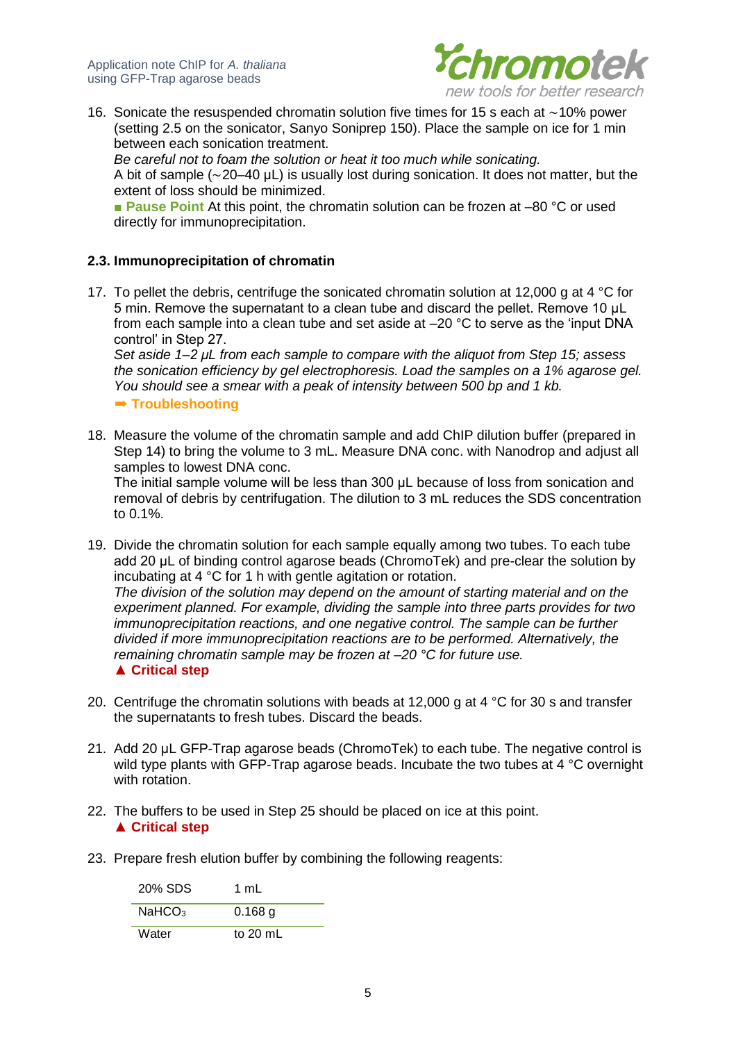16. Sonicate the resuspended chromatin solution five times for 15 s each at ~10% power (setting 2.5 on the sonicator, Sanyo Soniprep 150). Place the sample on ice for 1 min between each sonication treatment.
    *Be careful not to foam the solution or heat it too much while sonicating.*
    A bit of sample (~20–40 µL) is usually lost during sonication. It does not matter, but the extent of loss should be minimized.
    ■ **Pause Point** At this point, the chromatin solution can be frozen at –80 °C or used directly for immunoprecipitation.

### 2.3. Immunoprecipitation of chromatin

17. To pellet the debris, centrifuge the sonicated chromatin solution at 12,000 g at 4 °C for 5 min. Remove the supernatant to a clean tube and discard the pellet. Remove 10 µL from each sample into a clean tube and set aside at –20 °C to serve as the 'input DNA control' in Step 27.
    *Set aside 1–2 µL from each sample to compare with the aliquot from Step 15; assess the sonication efficiency by gel electrophoresis. Load the samples on a 1% agarose gel. You should see a smear with a peak of intensity between 500 bp and 1 kb.*
    ➡ **Troubleshooting**

18. Measure the volume of the chromatin sample and add ChIP dilution buffer (prepared in Step 14) to bring the volume to 3 mL. Measure DNA conc. with Nanodrop and adjust all samples to lowest DNA conc.
    The initial sample volume will be less than 300 µL because of loss from sonication and removal of debris by centrifugation. The dilution to 3 mL reduces the SDS concentration to 0.1%.

19. Divide the chromatin solution for each sample equally among two tubes. To each tube add 20 µL of binding control agarose beads (ChromoTek) and pre-clear the solution by incubating at 4 °C for 1 h with gentle agitation or rotation.
    *The division of the solution may depend on the amount of starting material and on the experiment planned. For example, dividing the sample into three parts provides for two immunoprecipitation reactions, and one negative control. The sample can be further divided if more immunoprecipitation reactions are to be performed. Alternatively, the remaining chromatin sample may be frozen at –20 °C for future use.*
    ▲ **Critical step**

20. Centrifuge the chromatin solutions with beads at 12,000 g at 4 °C for 30 s and transfer the supernatants to fresh tubes. Discard the beads.

21. Add 20 µL GFP-Trap agarose beads (ChromoTek) to each tube. The negative control is wild type plants with GFP-Trap agarose beads. Incubate the two tubes at 4 °C overnight with rotation.

22. The buffers to be used in Step 25 should be placed on ice at this point.
    ▲ **Critical step**

23. Prepare fresh elution buffer by combining the following reagents:

| | |
|---|---|
| 20% SDS | 1 mL |
| $NaHCO_3$ | 0.168 g |
| Water | to 20 mL |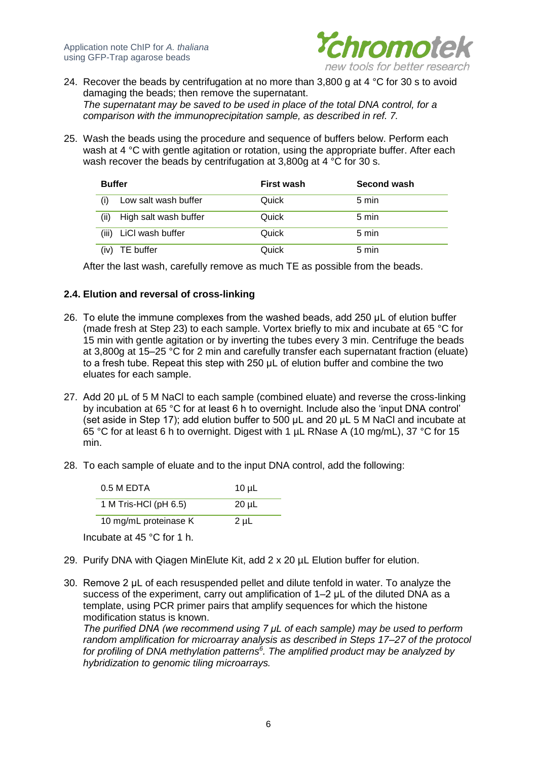24. Recover the beads by centrifugation at no more than 3,800 g at 4 °C for 30 s to avoid damaging the beads; then remove the supernatant.
*The supernatant may be saved to be used in place of the total DNA control, for a comparison with the immunoprecipitation sample, as described in ref. 7.*

25. Wash the beads using the procedure and sequence of buffers below. Perform each wash at 4 °C with gentle agitation or rotation, using the appropriate buffer. After each wash recover the beads by centrifugation at 3,800g at 4 °C for 30 s.

| Buffer | First wash | Second wash |
|---|---|---|
| (i) Low salt wash buffer | Quick | 5 min |
| (ii) High salt wash buffer | Quick | 5 min |
| (iii) LiCl wash buffer | Quick | 5 min |
| (iv) TE buffer | Quick | 5 min |

After the last wash, carefully remove as much TE as possible from the beads.

### 2.4. Elution and reversal of cross-linking

26. To elute the immune complexes from the washed beads, add 250 µL of elution buffer (made fresh at Step 23) to each sample. Vortex briefly to mix and incubate at 65 °C for 15 min with gentle agitation or by inverting the tubes every 3 min. Centrifuge the beads at 3,800g at 15–25 °C for 2 min and carefully transfer each supernatant fraction (eluate) to a fresh tube. Repeat this step with 250 µL of elution buffer and combine the two eluates for each sample.

27. Add 20 µL of 5 M NaCl to each sample (combined eluate) and reverse the cross-linking by incubation at 65 °C for at least 6 h to overnight. Include also the 'input DNA control' (set aside in Step 17); add elution buffer to 500 µL and 20 µL 5 M NaCl and incubate at 65 °C for at least 6 h to overnight. Digest with 1 µL RNase A (10 mg/mL), 37 °C for 15 min.

28. To each sample of eluate and to the input DNA control, add the following:

| | |
|---|---|
| 0.5 M EDTA | 10 µL |
| 1 M Tris-HCl (pH 6.5) | 20 µL |
| 10 mg/mL proteinase K | 2 µL |

Incubate at 45 °C for 1 h.

29. Purify DNA with Qiagen MinElute Kit, add 2 x 20 µL Elution buffer for elution.

30. Remove 2 µL of each resuspended pellet and dilute tenfold in water. To analyze the success of the experiment, carry out amplification of 1–2 µL of the diluted DNA as a template, using PCR primer pairs that amplify sequences for which the histone modification status is known.
*The purified DNA (we recommend using 7 µL of each sample) may be used to perform random amplification for microarray analysis as described in Steps 17–27 of the protocol for profiling of DNA methylation patterns[6]. The amplified product may be analyzed by hybridization to genomic tiling microarrays.*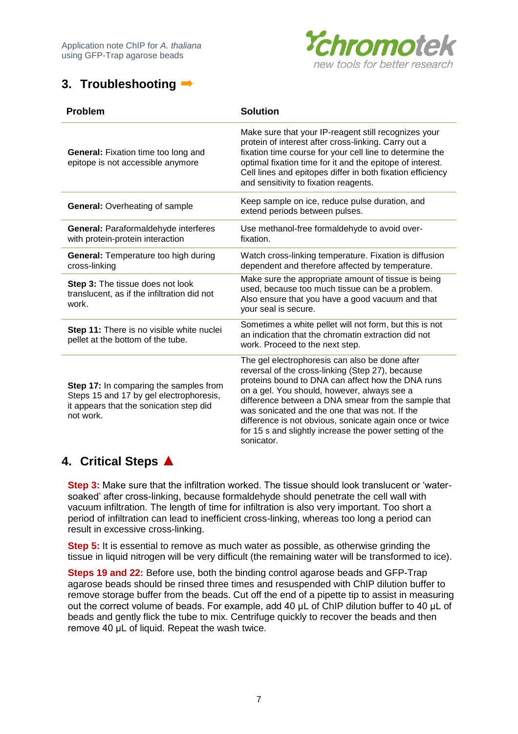## 3. Troubleshooting ➡

| Problem | Solution |
|---|---|
| **General:** Fixation time too long and epitope is not accessible anymore | Make sure that your IP-reagent still recognizes your protein of interest after cross-linking. Carry out a fixation time course for your cell line to determine the optimal fixation time for it and the epitope of interest. Cell lines and epitopes differ in both fixation efficiency and sensitivity to fixation reagents. |
| **General:** Overheating of sample | Keep sample on ice, reduce pulse duration, and extend periods between pulses. |
| **General:** Paraformaldehyde interferes with protein-protein interaction | Use methanol-free formaldehyde to avoid over-fixation. |
| **General:** Temperature too high during cross-linking | Watch cross-linking temperature. Fixation is diffusion dependent and therefore affected by temperature. |
| **Step 3:** The tissue does not look translucent, as if the infiltration did not work. | Make sure the appropriate amount of tissue is being used, because too much tissue can be a problem. Also ensure that you have a good vacuum and that your seal is secure. |
| **Step 11:** There is no visible white nuclei pellet at the bottom of the tube. | Sometimes a white pellet will not form, but this is not an indication that the chromatin extraction did not work. Proceed to the next step. |
| **Step 17:** In comparing the samples from Steps 15 and 17 by gel electrophoresis, it appears that the sonication step did not work. | The gel electrophoresis can also be done after reversal of the cross-linking (Step 27), because proteins bound to DNA can affect how the DNA runs on a gel. You should, however, always see a difference between a DNA smear from the sample that was sonicated and the one that was not. If the difference is not obvious, sonicate again once or twice for 15 s and slightly increase the power setting of the sonicator. |

## 4. Critical Steps ▲

**Step 3:** Make sure that the infiltration worked. The tissue should look translucent or 'water-soaked' after cross-linking, because formaldehyde should penetrate the cell wall with vacuum infiltration. The length of time for infiltration is also very important. Too short a period of infiltration can lead to inefficient cross-linking, whereas too long a period can result in excessive cross-linking.

**Step 5:** It is essential to remove as much water as possible, as otherwise grinding the tissue in liquid nitrogen will be very difficult (the remaining water will be transformed to ice).

**Steps 19 and 22:** Before use, both the binding control agarose beads and GFP-Trap agarose beads should be rinsed three times and resuspended with ChIP dilution buffer to remove storage buffer from the beads. Cut off the end of a pipette tip to assist in measuring out the correct volume of beads. For example, add 40 µL of ChIP dilution buffer to 40 µL of beads and gently flick the tube to mix. Centrifuge quickly to recover the beads and then remove 40 µL of liquid. Repeat the wash twice.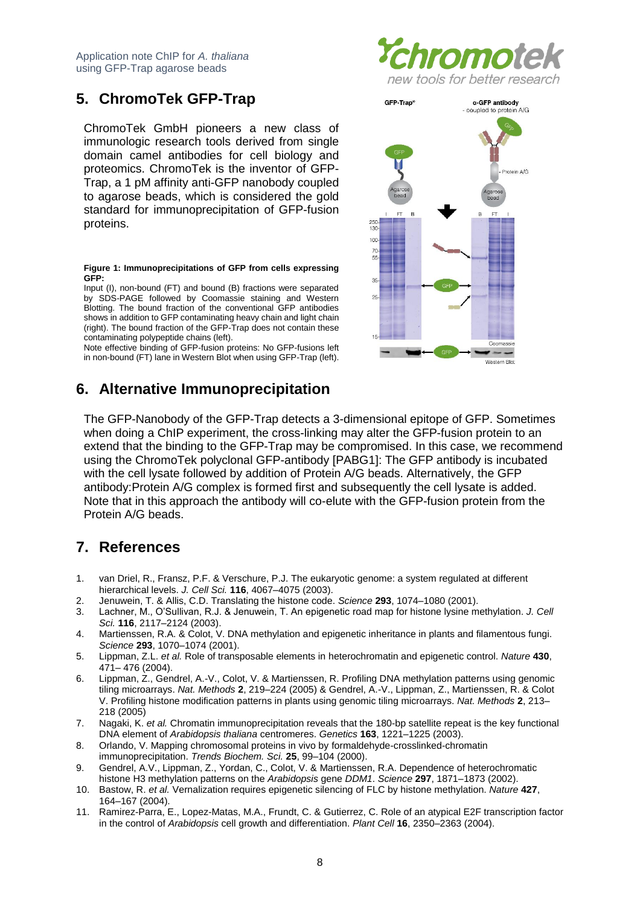## 5. ChromoTek GFP-Trap

ChromoTek GmbH pioneers a new class of immunologic research tools derived from single domain camel antibodies for cell biology and proteomics. ChromoTek is the inventor of GFP-Trap, a 1 pM affinity anti-GFP nanobody coupled to agarose beads, which is considered the gold standard for immunoprecipitation of GFP-fusion proteins.

**Figure 1: Immunoprecipitations of GFP from cells expressing GFP:**
Input (I), non-bound (FT) and bound (B) fractions were separated by SDS-PAGE followed by Coomassie staining and Western Blotting. The bound fraction of the conventional GFP antibodies shows in addition to GFP contaminating heavy chain and light chain (right). The bound fraction of the GFP-Trap does not contain these contaminating polypeptide chains (left).
Note effective binding of GFP-fusion proteins: No GFP-fusions left in non-bound (FT) lane in Western Blot when using GFP-Trap (left).

## 6. Alternative Immunoprecipitation

The GFP-Nanobody of the GFP-Trap detects a 3-dimensional epitope of GFP. Sometimes when doing a ChIP experiment, the cross-linking may alter the GFP-fusion protein to an extend that the binding to the GFP-Trap may be compromised. In this case, we recommend using the ChromoTek polyclonal GFP-antibody [PABG1]: The GFP antibody is incubated with the cell lysate followed by addition of Protein A/G beads. Alternatively, the GFP antibody:Protein A/G complex is formed first and subsequently the cell lysate is added. Note that in this approach the antibody will co-elute with the GFP-fusion protein from the Protein A/G beads.

## 7. References

1. van Driel, R., Fransz, P.F. & Verschure, P.J. The eukaryotic genome: a system regulated at different hierarchical levels. *J. Cell Sci.* **116**, 4067–4075 (2003).
2. Jenuwein, T. & Allis, C.D. Translating the histone code. *Science* **293**, 1074–1080 (2001).
3. Lachner, M., O'Sullivan, R.J. & Jenuwein, T. An epigenetic road map for histone lysine methylation. *J. Cell Sci.* **116**, 2117–2124 (2003).
4. Martienssen, R.A. & Colot, V. DNA methylation and epigenetic inheritance in plants and filamentous fungi. *Science* **293**, 1070–1074 (2001).
5. Lippman, Z.L. *et al.* Role of transposable elements in heterochromatin and epigenetic control. *Nature* **430**, 471– 476 (2004).
6. Lippman, Z., Gendrel, A.-V., Colot, V. & Martienssen, R. Profiling DNA methylation patterns using genomic tiling microarrays. *Nat. Methods* **2**, 219–224 (2005) & Gendrel, A.-V., Lippman, Z., Martienssen, R. & Colot V. Profiling histone modification patterns in plants using genomic tiling microarrays. *Nat. Methods* **2**, 213–218 (2005)
7. Nagaki, K. *et al.* Chromatin immunoprecipitation reveals that the 180-bp satellite repeat is the key functional DNA element of *Arabidopsis thaliana* centromeres. *Genetics* **163**, 1221–1225 (2003).
8. Orlando, V. Mapping chromosomal proteins in vivo by formaldehyde-crosslinked-chromatin immunoprecipitation. *Trends Biochem. Sci.* **25**, 99–104 (2000).
9. Gendrel, A.V., Lippman, Z., Yordan, C., Colot, V. & Martienssen, R.A. Dependence of heterochromatic histone H3 methylation patterns on the *Arabidopsis* gene *DDM1*. *Science* **297**, 1871–1873 (2002).
10. Bastow, R. *et al.* Vernalization requires epigenetic silencing of FLC by histone methylation. *Nature* **427**, 164–167 (2004).
11. Ramirez-Parra, E., Lopez-Matas, M.A., Frundt, C. & Gutierrez, C. Role of an atypical E2F transcription factor in the control of *Arabidopsis* cell growth and differentiation. *Plant Cell* **16**, 2350–2363 (2004).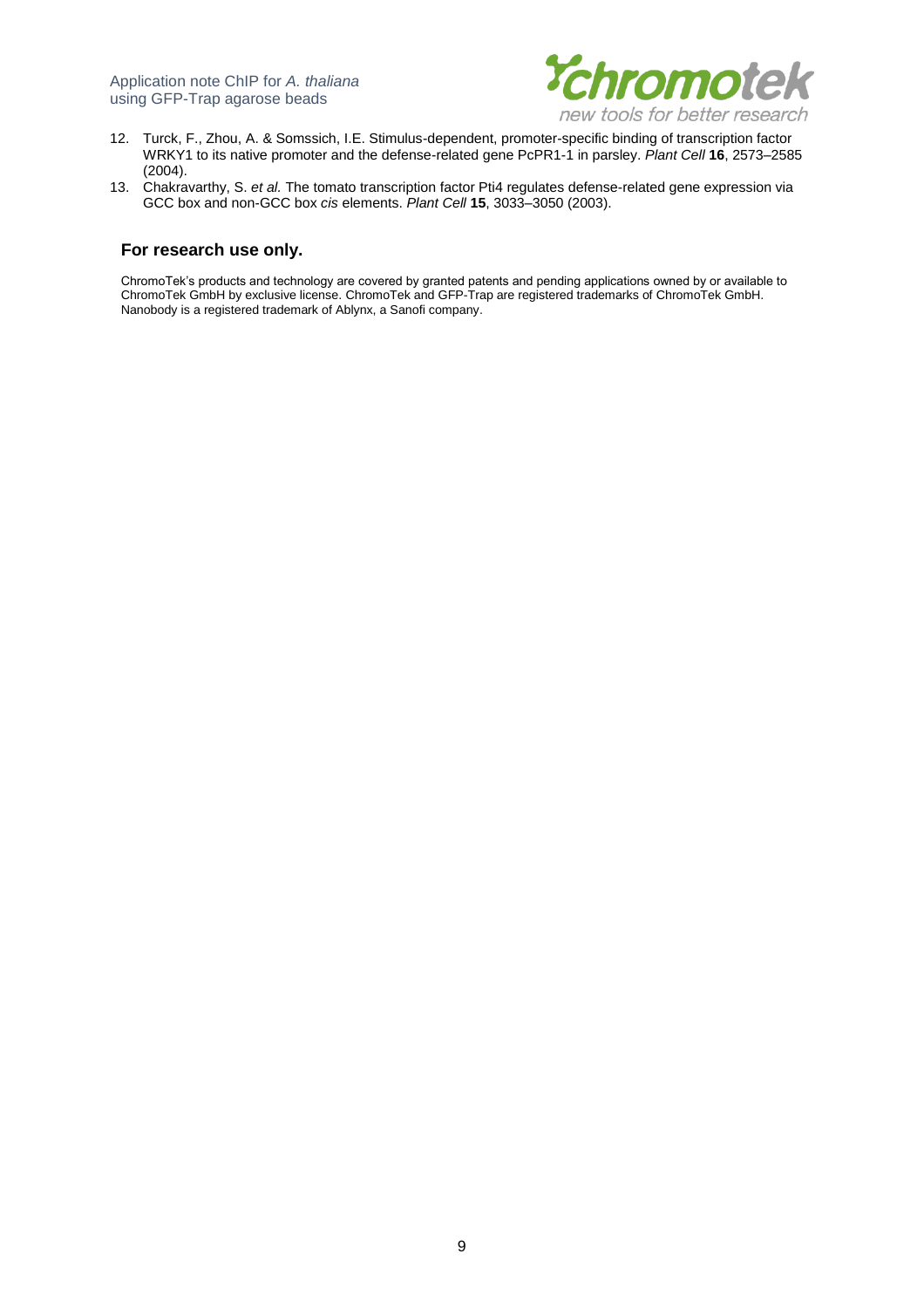12. Turck, F., Zhou, A. & Somssich, I.E. Stimulus-dependent, promoter-specific binding of transcription factor WRKY1 to its native promoter and the defense-related gene PcPR1-1 in parsley. *Plant Cell* **16**, 2573–2585 (2004).
13. Chakravarthy, S. *et al.* The tomato transcription factor Pti4 regulates defense-related gene expression via GCC box and non-GCC box *cis* elements. *Plant Cell* **15**, 3033–3050 (2003).

### For research use only.

ChromoTek's products and technology are covered by granted patents and pending applications owned by or available to ChromoTek GmbH by exclusive license. ChromoTek and GFP-Trap are registered trademarks of ChromoTek GmbH. Nanobody is a registered trademark of Ablynx, a Sanofi company.